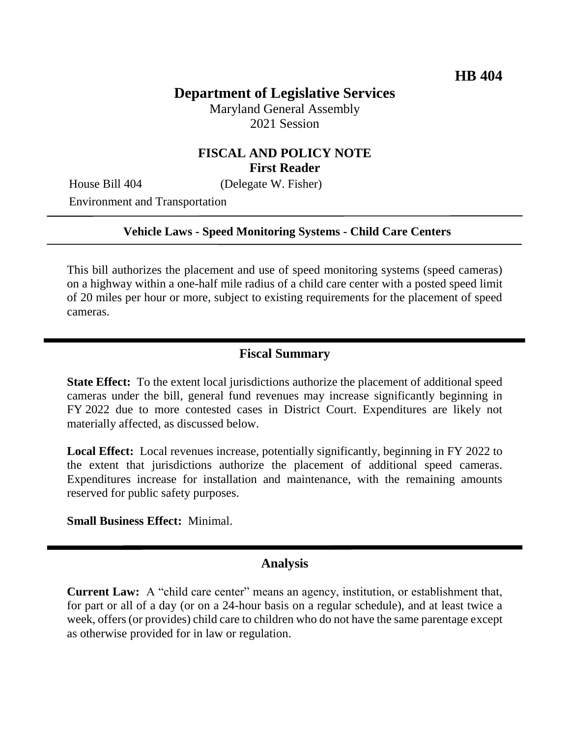**HB 404**

# Department of Legislative Services

Maryland General Assembly
2021 Session

## FISCAL AND POLICY NOTE
**First Reader**

House Bill 404 (Delegate W. Fisher)
Environment and Transportation

---

**Vehicle Laws - Speed Monitoring Systems - Child Care Centers**

---

This bill authorizes the placement and use of speed monitoring systems (speed cameras) on a highway within a one-half mile radius of a child care center with a posted speed limit of 20 miles per hour or more, subject to existing requirements for the placement of speed cameras.

---

## Fiscal Summary

**State Effect:** To the extent local jurisdictions authorize the placement of additional speed cameras under the bill, general fund revenues may increase significantly beginning in FY 2022 due to more contested cases in District Court. Expenditures are likely not materially affected, as discussed below.

**Local Effect:** Local revenues increase, potentially significantly, beginning in FY 2022 to the extent that jurisdictions authorize the placement of additional speed cameras. Expenditures increase for installation and maintenance, with the remaining amounts reserved for public safety purposes.

**Small Business Effect:** Minimal.

---

## Analysis

**Current Law:** A "child care center" means an agency, institution, or establishment that, for part or all of a day (or on a 24-hour basis on a regular schedule), and at least twice a week, offers (or provides) child care to children who do not have the same parentage except as otherwise provided for in law or regulation.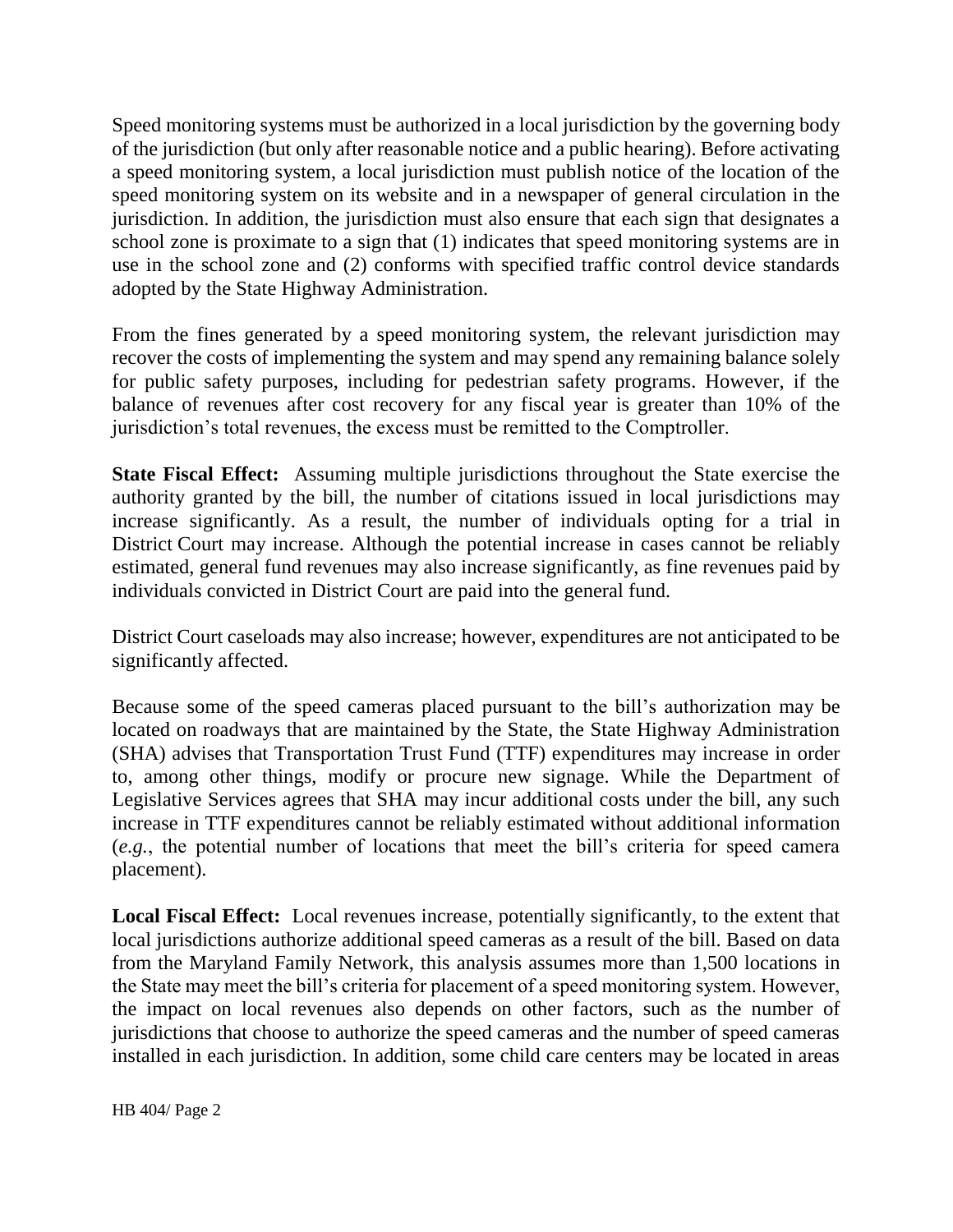Speed monitoring systems must be authorized in a local jurisdiction by the governing body of the jurisdiction (but only after reasonable notice and a public hearing). Before activating a speed monitoring system, a local jurisdiction must publish notice of the location of the speed monitoring system on its website and in a newspaper of general circulation in the jurisdiction. In addition, the jurisdiction must also ensure that each sign that designates a school zone is proximate to a sign that (1) indicates that speed monitoring systems are in use in the school zone and (2) conforms with specified traffic control device standards adopted by the State Highway Administration.

From the fines generated by a speed monitoring system, the relevant jurisdiction may recover the costs of implementing the system and may spend any remaining balance solely for public safety purposes, including for pedestrian safety programs. However, if the balance of revenues after cost recovery for any fiscal year is greater than 10% of the jurisdiction's total revenues, the excess must be remitted to the Comptroller.

**State Fiscal Effect:** Assuming multiple jurisdictions throughout the State exercise the authority granted by the bill, the number of citations issued in local jurisdictions may increase significantly. As a result, the number of individuals opting for a trial in District Court may increase. Although the potential increase in cases cannot be reliably estimated, general fund revenues may also increase significantly, as fine revenues paid by individuals convicted in District Court are paid into the general fund.

District Court caseloads may also increase; however, expenditures are not anticipated to be significantly affected.

Because some of the speed cameras placed pursuant to the bill's authorization may be located on roadways that are maintained by the State, the State Highway Administration (SHA) advises that Transportation Trust Fund (TTF) expenditures may increase in order to, among other things, modify or procure new signage. While the Department of Legislative Services agrees that SHA may incur additional costs under the bill, any such increase in TTF expenditures cannot be reliably estimated without additional information (*e.g.*, the potential number of locations that meet the bill's criteria for speed camera placement).

**Local Fiscal Effect:** Local revenues increase, potentially significantly, to the extent that local jurisdictions authorize additional speed cameras as a result of the bill. Based on data from the Maryland Family Network, this analysis assumes more than 1,500 locations in the State may meet the bill's criteria for placement of a speed monitoring system. However, the impact on local revenues also depends on other factors, such as the number of jurisdictions that choose to authorize the speed cameras and the number of speed cameras installed in each jurisdiction. In addition, some child care centers may be located in areas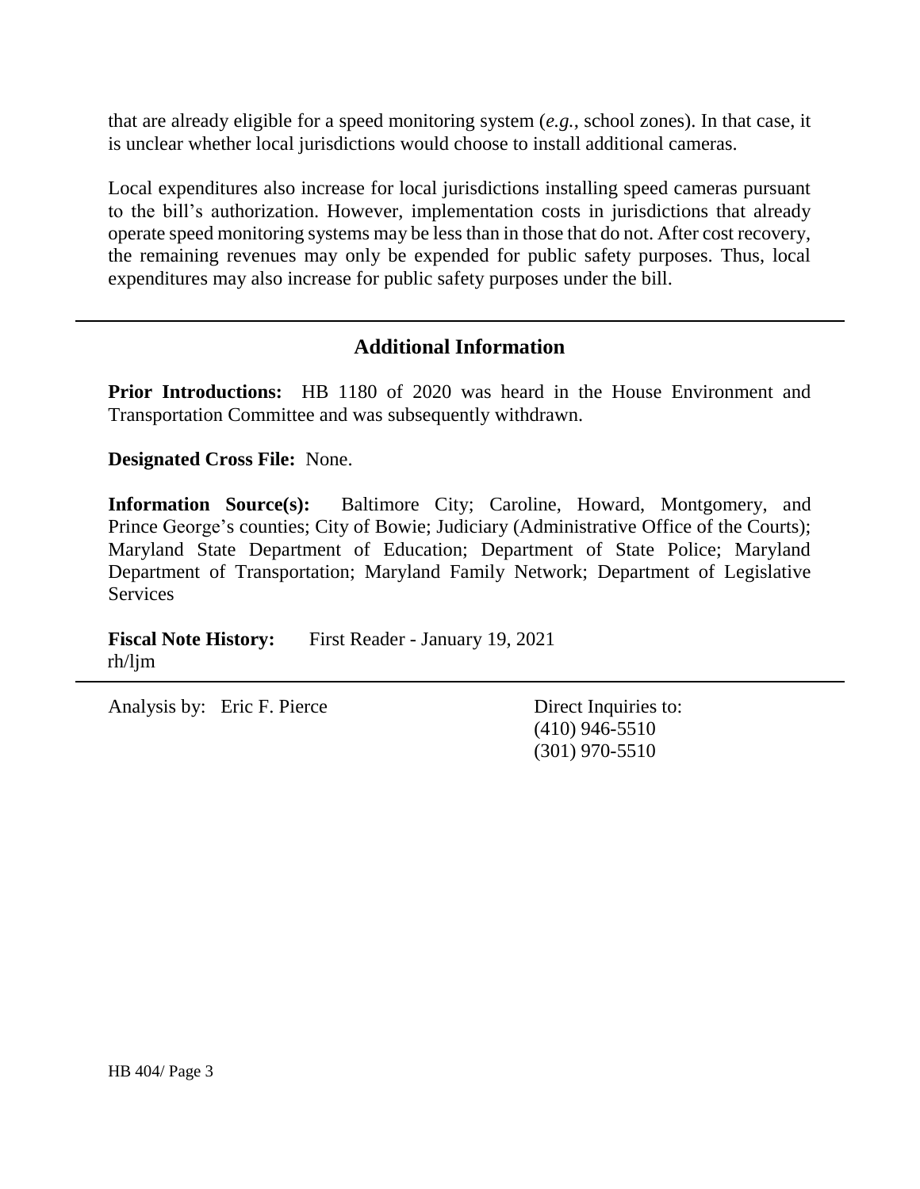that are already eligible for a speed monitoring system (*e.g.*, school zones). In that case, it is unclear whether local jurisdictions would choose to install additional cameras.

Local expenditures also increase for local jurisdictions installing speed cameras pursuant to the bill's authorization. However, implementation costs in jurisdictions that already operate speed monitoring systems may be less than in those that do not. After cost recovery, the remaining revenues may only be expended for public safety purposes. Thus, local expenditures may also increase for public safety purposes under the bill.

## Additional Information

**Prior Introductions:** HB 1180 of 2020 was heard in the House Environment and Transportation Committee and was subsequently withdrawn.

**Designated Cross File:** None.

**Information Source(s):** Baltimore City; Caroline, Howard, Montgomery, and Prince George's counties; City of Bowie; Judiciary (Administrative Office of the Courts); Maryland State Department of Education; Department of State Police; Maryland Department of Transportation; Maryland Family Network; Department of Legislative Services

**Fiscal Note History:** First Reader - January 19, 2021
rh/ljm

Analysis by: Eric F. Pierce

Direct Inquiries to:
(410) 946-5510
(301) 970-5510